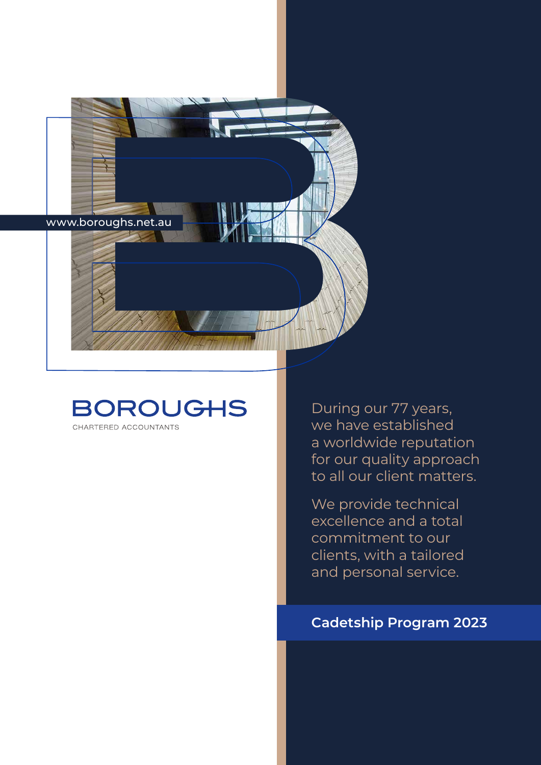www.boroughs.net.au

# BOROUGHS

CHARTERED ACCOUNTANTS

During our 77 years, we have established a worldwide reputation for our quality approach to all our client matters.

We provide technical excellence and a total commitment to our clients, with a tailored and personal service.

## Cadetship Program 2023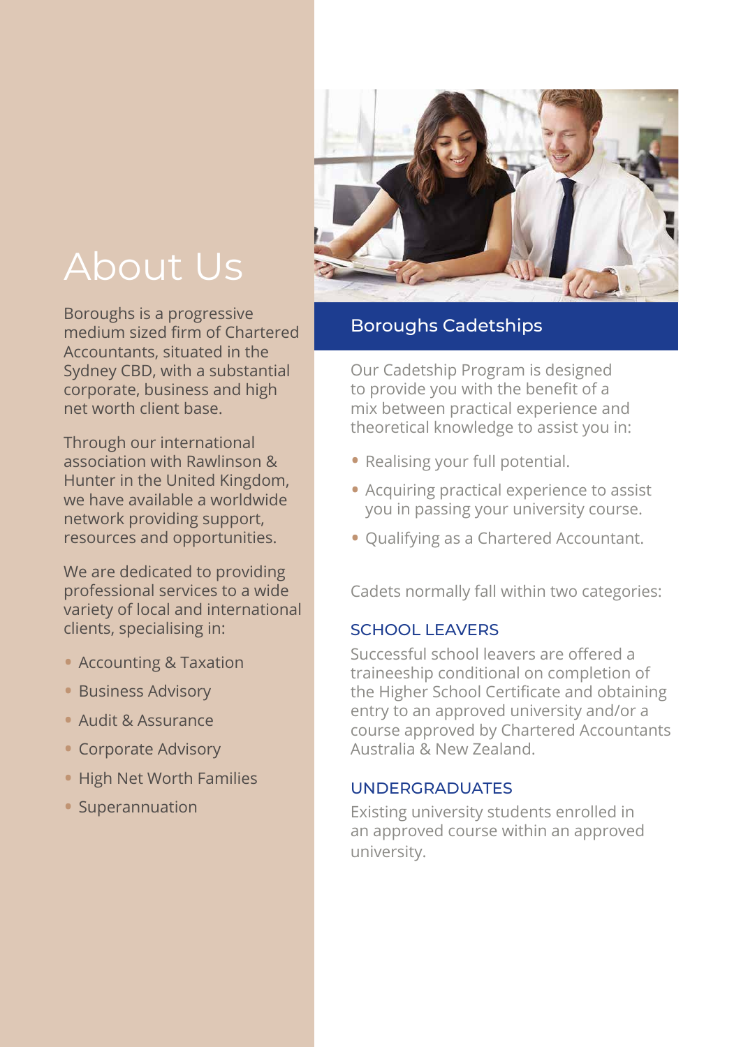# About Us

Boroughs is a progressive medium sized firm of Chartered Accountants, situated in the Sydney CBD, with a substantial corporate, business and high net worth client base.

Through our international association with Rawlinson & Hunter in the United Kingdom, we have available a worldwide network providing support, resources and opportunities.

We are dedicated to providing professional services to a wide variety of local and international clients, specialising in:

- Accounting & Taxation
- Business Advisory
- Audit & Assurance
- Corporate Advisory
- High Net Worth Families
- Superannuation

## Boroughs Cadetships

Our Cadetship Program is designed to provide you with the benefit of a mix between practical experience and theoretical knowledge to assist you in:

- Realising your full potential.
- Acquiring practical experience to assist you in passing your university course.
- Qualifying as a Chartered Accountant.

Cadets normally fall within two categories:

### SCHOOL LEAVERS

Successful school leavers are offered a traineeship conditional on completion of the Higher School Certificate and obtaining entry to an approved university and/or a course approved by Chartered Accountants Australia & New Zealand.

### UNDERGRADUATES

Existing university students enrolled in an approved course within an approved university.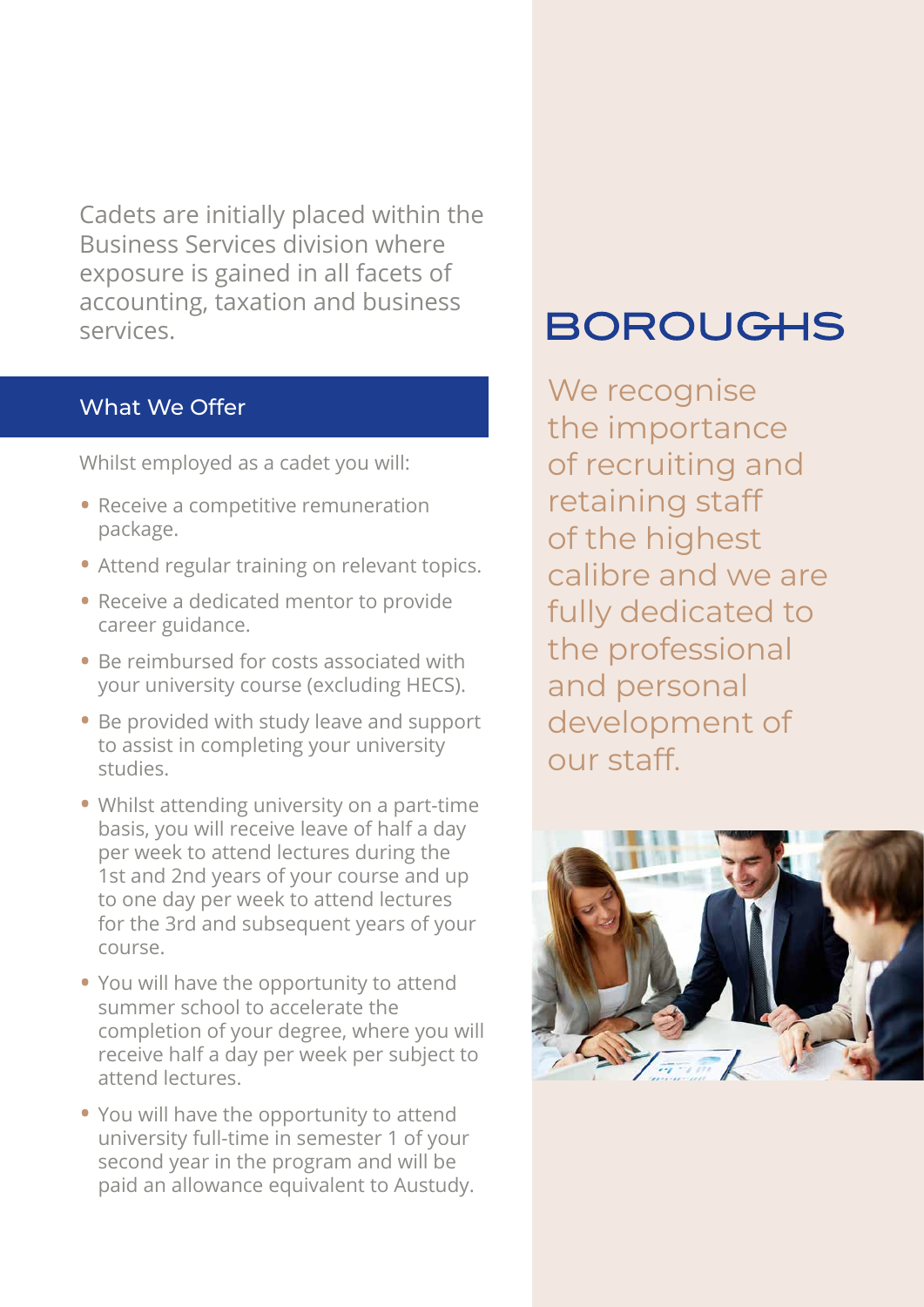Cadets are initially placed within the Business Services division where exposure is gained in all facets of accounting, taxation and business services.

## What We Offer

Whilst employed as a cadet you will:

- Receive a competitive remuneration package.
- Attend regular training on relevant topics.
- Receive a dedicated mentor to provide career guidance.
- Be reimbursed for costs associated with your university course (excluding HECS).
- Be provided with study leave and support to assist in completing your university studies.
- Whilst attending university on a part-time basis, you will receive leave of half a day per week to attend lectures during the 1st and 2nd years of your course and up to one day per week to attend lectures for the 3rd and subsequent years of your course.
- You will have the opportunity to attend summer school to accelerate the completion of your degree, where you will receive half a day per week per subject to attend lectures.
- You will have the opportunity to attend university full-time in semester 1 of your second year in the program and will be paid an allowance equivalent to Austudy.

BOROUGHS

We recognise the importance of recruiting and retaining staff of the highest calibre and we are fully dedicated to the professional and personal development of our staff.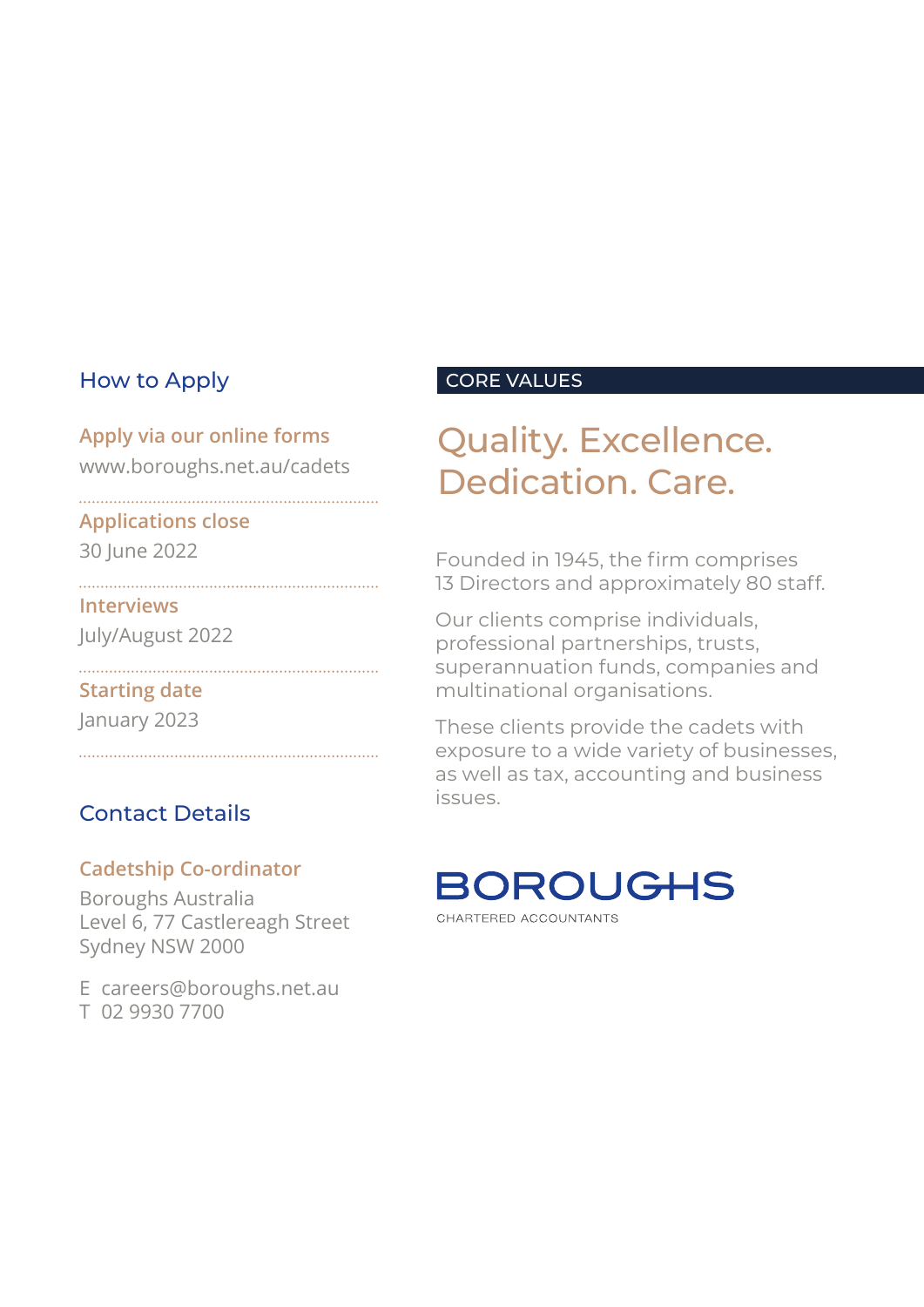## How to Apply

**Apply via our online forms**

www.boroughs.net.au/cadets

**Applications close**

30 June 2022

**Interviews**

July/August 2022

**Starting date**

January 2023

## Contact Details

**Cadetship Co-ordinator**

Boroughs Australia
Level 6, 77 Castlereagh Street
Sydney NSW 2000

E careers@boroughs.net.au
T 02 9930 7700

## CORE VALUES

### Quality. Excellence. Dedication. Care.

Founded in 1945, the firm comprises 13 Directors and approximately 80 staff.

Our clients comprise individuals, professional partnerships, trusts, superannuation funds, companies and multinational organisations.

These clients provide the cadets with exposure to a wide variety of businesses, as well as tax, accounting and business issues.

BOROUGHS
CHARTERED ACCOUNTANTS